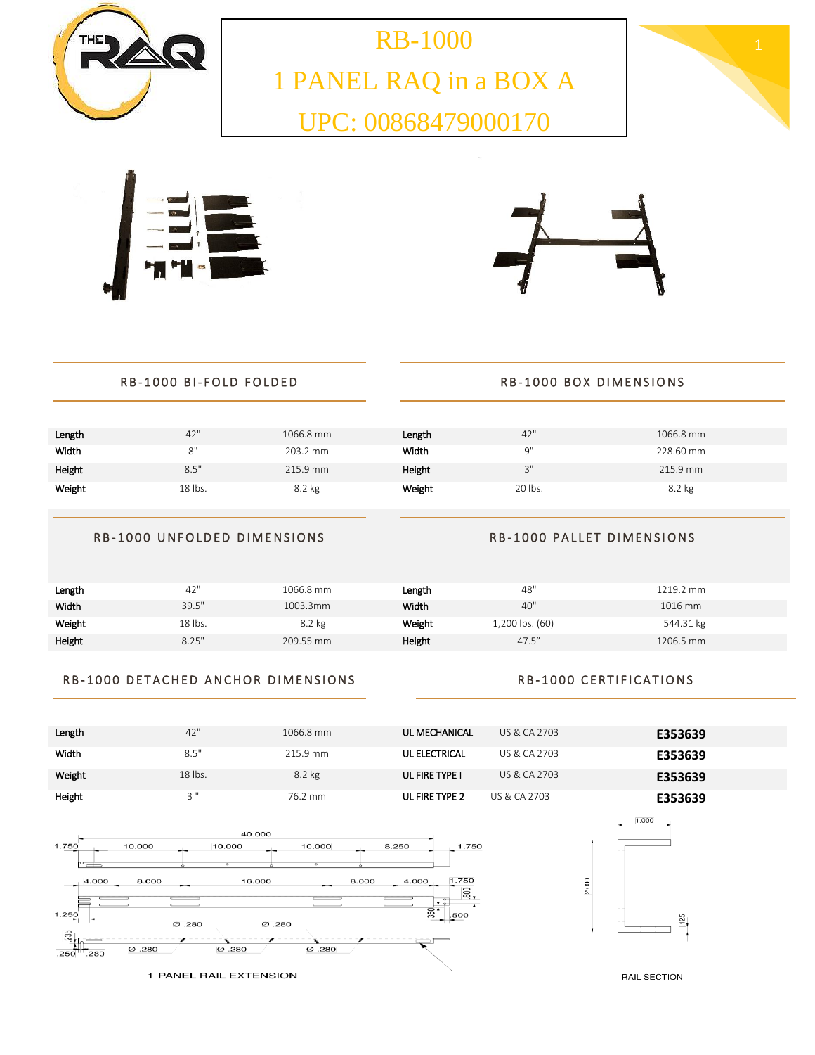# RB-1000

# 1 PANEL RAQ in a BOX A

# UPC: 00868479000170

## RB-1000 BI-FOLD FOLDED

| | | |
|---|---|---|
| Length | 42" | 1066.8 mm |
| Width | 8" | 203.2 mm |
| Height | 8.5" | 215.9 mm |
| Weight | 18 lbs. | 8.2 kg |

## RB-1000 BOX DIMENSIONS

| | | |
|---|---|---|
| Length | 42" | 1066.8 mm |
| Width | 9" | 228.60 mm |
| Height | 3" | 215.9 mm |
| Weight | 20 lbs. | 8.2 kg |

## RB-1000 UNFOLDED DIMENSIONS

| | | |
|---|---|---|
| Length | 42" | 1066.8 mm |
| Width | 39.5" | 1003.3mm |
| Weight | 18 lbs. | 8.2 kg |
| Height | 8.25" | 209.55 mm |

## RB-1000 PALLET DIMENSIONS

| | | |
|---|---|---|
| Length | 48" | 1219.2 mm |
| Width | 40" | 1016 mm |
| Weight | 1,200 lbs. (60) | 544.31 kg |
| Height | 47.5" | 1206.5 mm |

## RB-1000 DETACHED ANCHOR DIMENSIONS

| | | |
|---|---|---|
| Length | 42" | 1066.8 mm |
| Width | 8.5" | 215.9 mm |
| Weight | 18 lbs. | 8.2 kg |
| Height | 3 " | 76.2 mm |

## RB-1000 CERTIFICATIONS

| | | |
|---|---|---|
| UL MECHANICAL | US & CA 2703 | **E353639** |
| UL ELECTRICAL | US & CA 2703 | **E353639** |
| UL FIRE TYPE I | US & CA 2703 | **E353639** |
| UL FIRE TYPE 2 | US & CA 2703 | **E353639** |

1 PANEL RAIL EXTENSION

RAIL SECTION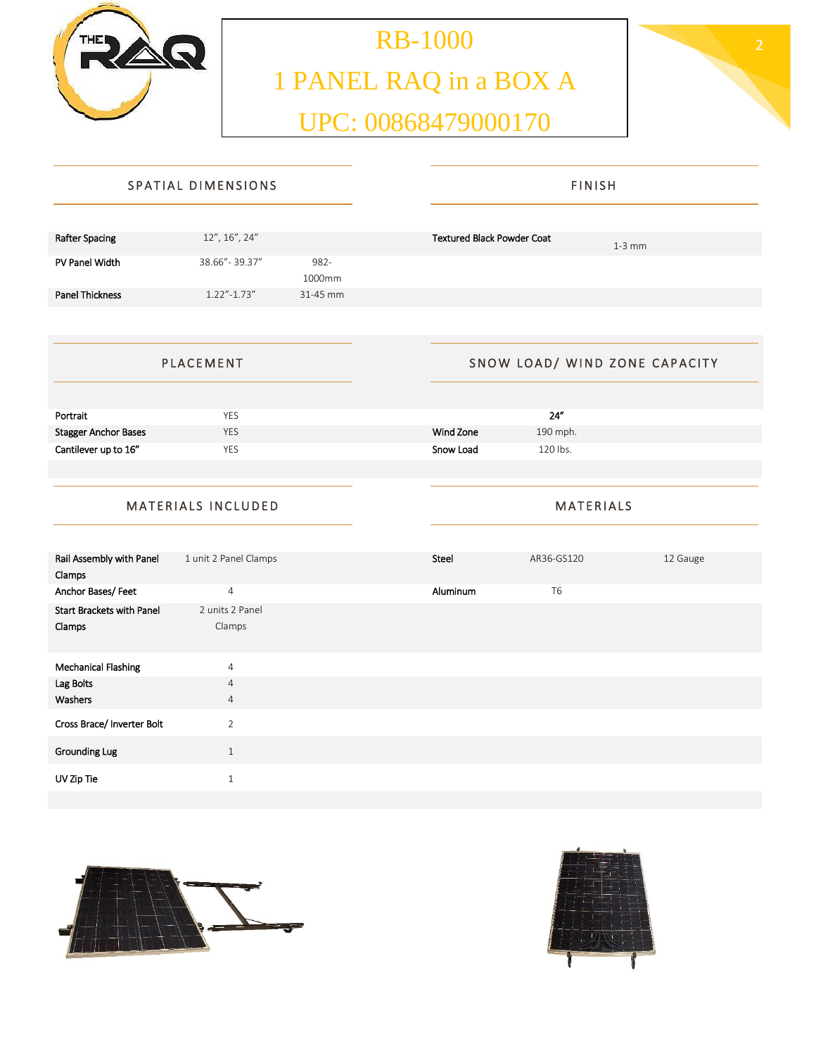# RB-1000

# 1 PANEL RAQ in a BOX A

# UPC: 00868479000170

## SPATIAL DIMENSIONS

| | | |
|---|---|---|
| Rafter Spacing | 12", 16", 24" | |
| PV Panel Width | 38.66"- 39.37" | 982-1000mm |
| Panel Thickness | 1.22"-1.73" | 31-45 mm |

## FINISH

| | |
|---|---|
| Textured Black Powder Coat | 1-3 mm |

## PLACEMENT

| | |
|---|---|
| Portrait | YES |
| Stagger Anchor Bases | YES |
| Cantilever up to 16" | YES |

## SNOW LOAD/ WIND ZONE CAPACITY

| | 24" |
|---|---|
| Wind Zone | 190 mph. |
| Snow Load | 120 lbs. |

## MATERIALS INCLUDED

| | |
|---|---|
| Rail Assembly with Panel Clamps | 1 unit 2 Panel Clamps |
| Anchor Bases/ Feet | 4 |
| Start Brackets with Panel Clamps | 2 units 2 Panel Clamps |
| Mechanical Flashing | 4 |
| Lag Bolts | 4 |
| Washers | 4 |
| Cross Brace/ Inverter Bolt | 2 |
| Grounding Lug | 1 |
| UV Zip Tie | 1 |

## MATERIALS

| | | |
|---|---|---|
| Steel | AR36-GS120 | 12 Gauge |
| Aluminum | T6 | |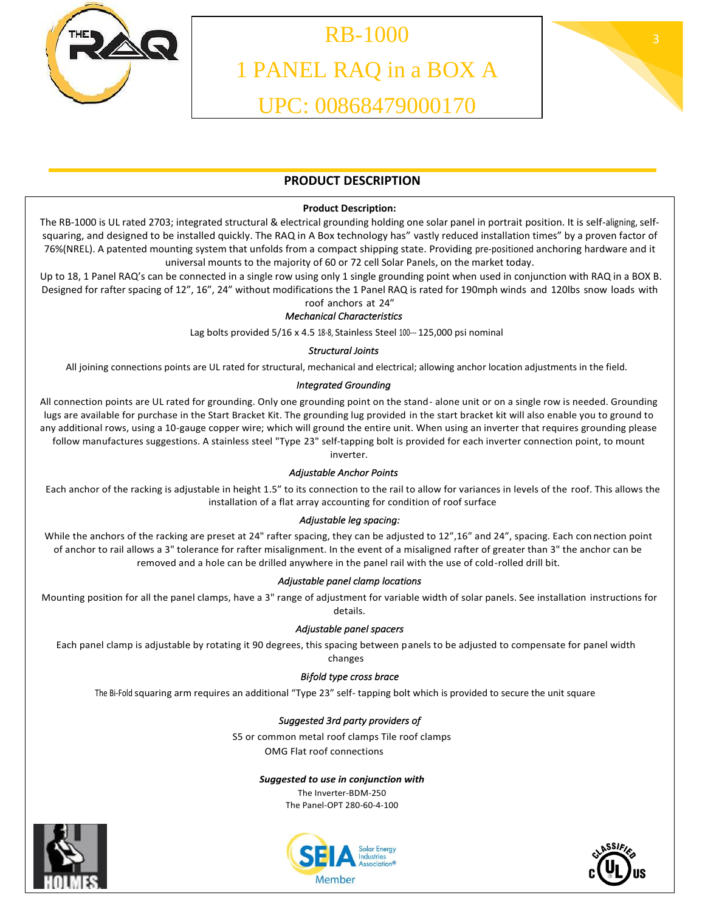# RB-1000

# 1 PANEL RAQ in a BOX A

# UPC: 00868479000170

## PRODUCT DESCRIPTION

**Product Description:**

The RB-1000 is UL rated 2703; integrated structural & electrical grounding holding one solar panel in portrait position. It is self-aligning, self-squaring, and designed to be installed quickly. The RAQ in A Box technology has" vastly reduced installation times" by a proven factor of 76%(NREL). A patented mounting system that unfolds from a compact shipping state. Providing pre-positioned anchoring hardware and it universal mounts to the majority of 60 or 72 cell Solar Panels, on the market today.

Up to 18, 1 Panel RAQ's can be connected in a single row using only 1 single grounding point when used in conjunction with RAQ in a BOX B. Designed for rafter spacing of 12", 16", 24" without modifications the 1 Panel RAQ is rated for 190mph winds and 120lbs snow loads with roof anchors at 24"

*Mechanical Characteristics*

Lag bolts provided 5/16 x 4.5 18-8, Stainless Steel 100--- 125,000 psi nominal

*Structural Joints*

All joining connections points are UL rated for structural, mechanical and electrical; allowing anchor location adjustments in the field.

*Integrated Grounding*

All connection points are UL rated for grounding. Only one grounding point on the stand- alone unit or on a single row is needed. Grounding lugs are available for purchase in the Start Bracket Kit. The grounding lug provided in the start bracket kit will also enable you to ground to any additional rows, using a 10-gauge copper wire; which will ground the entire unit. When using an inverter that requires grounding please follow manufactures suggestions. A stainless steel "Type 23" self-tapping bolt is provided for each inverter connection point, to mount inverter.

*Adjustable Anchor Points*

Each anchor of the racking is adjustable in height 1.5" to its connection to the rail to allow for variances in levels of the roof. This allows the installation of a flat array accounting for condition of roof surface

*Adjustable leg spacing:*

While the anchors of the racking are preset at 24" rafter spacing, they can be adjusted to 12",16" and 24", spacing. Each connection point of anchor to rail allows a 3" tolerance for rafter misalignment. In the event of a misaligned rafter of greater than 3" the anchor can be removed and a hole can be drilled anywhere in the panel rail with the use of cold-rolled drill bit.

*Adjustable panel clamp locations*

Mounting position for all the panel clamps, have a 3" range of adjustment for variable width of solar panels. See installation instructions for details.

*Adjustable panel spacers*

Each panel clamp is adjustable by rotating it 90 degrees, this spacing between panels to be adjusted to compensate for panel width changes

*Bi-fold type cross brace*

The Bi-Fold squaring arm requires an additional "Type 23" self- tapping bolt which is provided to secure the unit square

*Suggested 3rd party providers of*

S5 or common metal roof clamps Tile roof clamps

OMG Flat roof connections

***Suggested to use in conjunction with***

The Inverter-BDM-250

The Panel-OPT 280-60-4-100